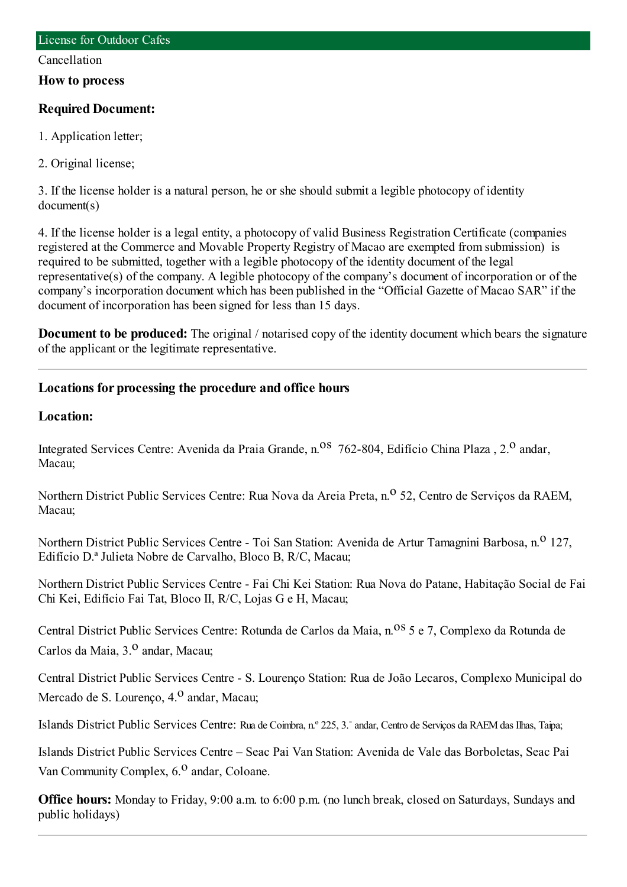# License for Outdoor Cafes

Cancellation

## How to process

### Required Document:

1. Application letter;

2. Original license;

3. If the license holder is a natural person, he or she should submit a legible photocopy of identity document(s)

4. If the license holder is a legal entity, a photocopy of valid Business Registration Certificate (companies registered at the Commerce and Movable Property Registry of Macao are exempted from submission) is required to be submitted, together with a legible photocopy of the identity document of the legal representative(s) of the company. A legible photocopy of the company's document of incorporation or of the company's incorporation document which has been published in the "Official Gazette of Macao SAR" if the document of incorporation has been signed for less than 15 days.

**Document to be produced:** The original / notarised copy of the identity document which bears the signature of the applicant or the legitimate representative.

---

## Locations for processing the procedure and office hours

### Location:

Integrated Services Centre: Avenida da Praia Grande, n.os 762-804, Edifício China Plaza , 2.o andar, Macau;

Northern District Public Services Centre: Rua Nova da Areia Preta, n.o 52, Centro de Serviços da RAEM, Macau;

Northern District Public Services Centre - Toi San Station: Avenida de Artur Tamagnini Barbosa, n.o 127, Edifício D.ª Julieta Nobre de Carvalho, Bloco B, R/C, Macau;

Northern District Public Services Centre - Fai Chi Kei Station: Rua Nova do Patane, Habitação Social de Fai Chi Kei, Edifício Fai Tat, Bloco II, R/C, Lojas G e H, Macau;

Central District Public Services Centre: Rotunda de Carlos da Maia, n.os 5 e 7, Complexo da Rotunda de Carlos da Maia, 3.o andar, Macau;

Central District Public Services Centre - S. Lourenço Station: Rua de João Lecaros, Complexo Municipal do Mercado de S. Lourenço, 4.o andar, Macau;

Islands District Public Services Centre: Rua de Coimbra, n.º 225, 3.˚ andar, Centro de Serviços da RAEM das Ilhas, Taipa;

Islands District Public Services Centre – Seac Pai Van Station: Avenida de Vale das Borboletas, Seac Pai Van Community Complex, 6.o andar, Coloane.

**Office hours:** Monday to Friday, 9:00 a.m. to 6:00 p.m. (no lunch break, closed on Saturdays, Sundays and public holidays)

---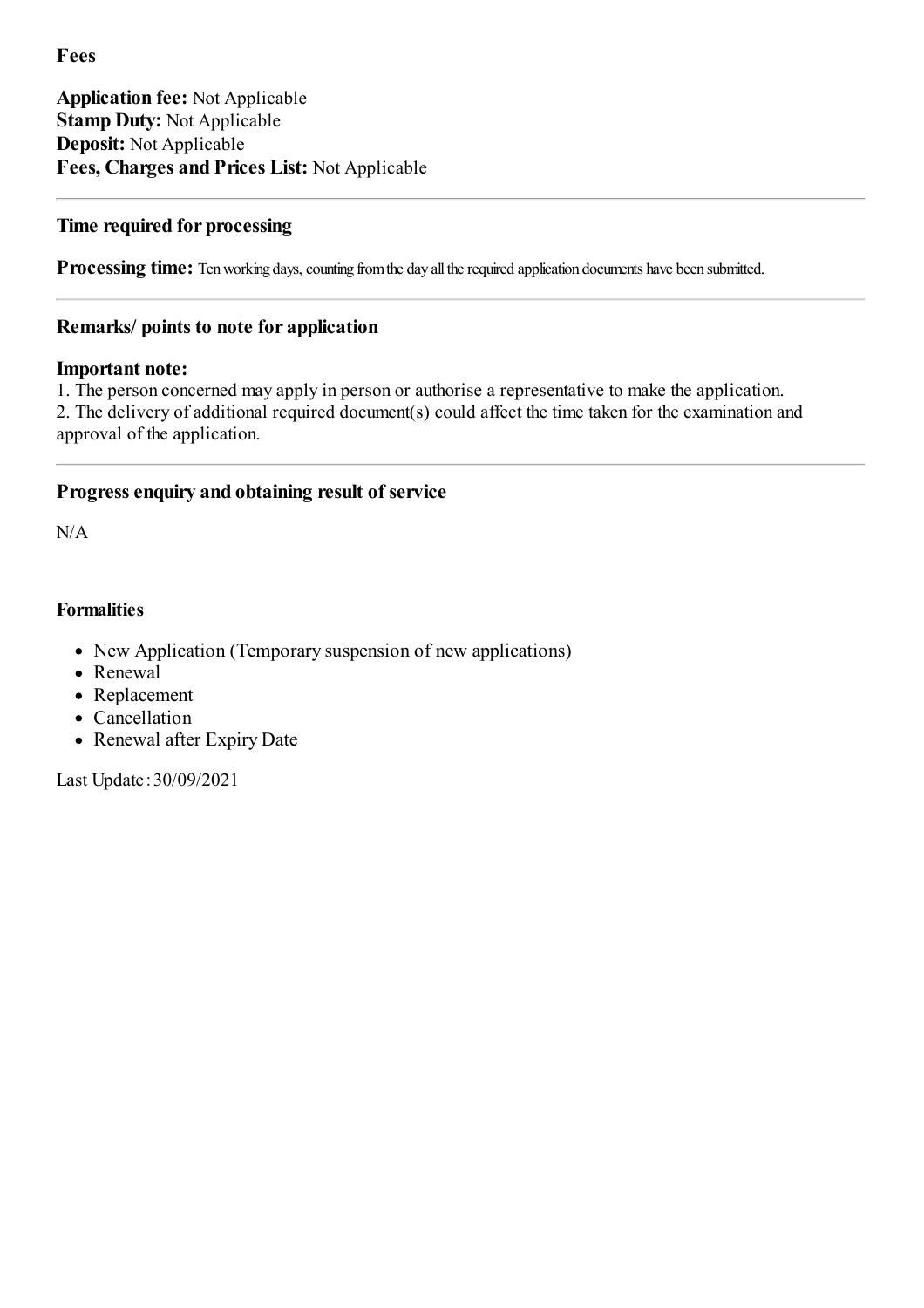**Fees**

**Application fee:** Not Applicable
**Stamp Duty:** Not Applicable
**Deposit:** Not Applicable
**Fees, Charges and Prices List:** Not Applicable

---

### Time required for processing

**Processing time:** Ten working days, counting from the day all the required application documents have been submitted.

---

### Remarks/ points to note for application

**Important note:**
1. The person concerned may apply in person or authorise a representative to make the application.
2. The delivery of additional required document(s) could affect the time taken for the examination and approval of the application.

---

### Progress enquiry and obtaining result of service

N/A

**Formalities**

- New Application (Temporary suspension of new applications)
- Renewal
- Replacement
- Cancellation
- Renewal after Expiry Date

Last Update : 30/09/2021